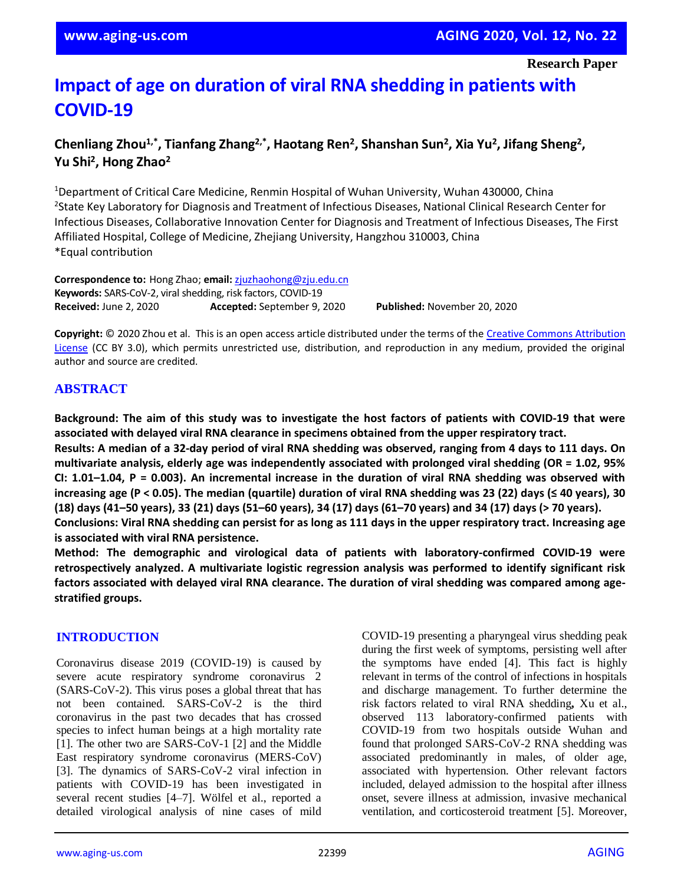Research Paper

# Impact of age on duration of viral RNA shedding in patients with COVID-19

**Chenliang Zhou[1,*], Tianfang Zhang[2,*], Haotang Ren[2], Shanshan Sun[2], Xia Yu[2], Jifang Sheng[2], Yu Shi[2], Hong Zhao[2]**

[1]Department of Critical Care Medicine, Renmin Hospital of Wuhan University, Wuhan 430000, China
[2]State Key Laboratory for Diagnosis and Treatment of Infectious Diseases, National Clinical Research Center for Infectious Diseases, Collaborative Innovation Center for Diagnosis and Treatment of Infectious Diseases, The First Affiliated Hospital, College of Medicine, Zhejiang University, Hangzhou 310003, China
*Equal contribution

**Correspondence to:** Hong Zhao; **email:** zjuzhaohong@zju.edu.cn
**Keywords:** SARS-CoV-2, viral shedding, risk factors, COVID-19
**Received:** June 2, 2020 **Accepted:** September 9, 2020 **Published:** November 20, 2020

**Copyright:** © 2020 Zhou et al. This is an open access article distributed under the terms of the Creative Commons Attribution License (CC BY 3.0), which permits unrestricted use, distribution, and reproduction in any medium, provided the original author and source are credited.

## ABSTRACT

**Background: The aim of this study was to investigate the host factors of patients with COVID-19 that were associated with delayed viral RNA clearance in specimens obtained from the upper respiratory tract.**
**Results: A median of a 32-day period of viral RNA shedding was observed, ranging from 4 days to 111 days. On multivariate analysis, elderly age was independently associated with prolonged viral shedding (OR = 1.02, 95% CI: 1.01–1.04, P = 0.003). An incremental increase in the duration of viral RNA shedding was observed with increasing age (P < 0.05). The median (quartile) duration of viral RNA shedding was 23 (22) days (≤ 40 years), 30 (18) days (41–50 years), 33 (21) days (51–60 years), 34 (17) days (61–70 years) and 34 (17) days (> 70 years).**
**Conclusions: Viral RNA shedding can persist for as long as 111 days in the upper respiratory tract. Increasing age is associated with viral RNA persistence.**
**Method: The demographic and virological data of patients with laboratory-confirmed COVID-19 were retrospectively analyzed. A multivariate logistic regression analysis was performed to identify significant risk factors associated with delayed viral RNA clearance. The duration of viral shedding was compared among age-stratified groups.**

## INTRODUCTION

Coronavirus disease 2019 (COVID-19) is caused by severe acute respiratory syndrome coronavirus 2 (SARS-CoV-2). This virus poses a global threat that has not been contained. SARS-CoV-2 is the third coronavirus in the past two decades that has crossed species to infect human beings at a high mortality rate [1]. The other two are SARS-CoV-1 [2] and the Middle East respiratory syndrome coronavirus (MERS-CoV) [3]. The dynamics of SARS-CoV-2 viral infection in patients with COVID-19 has been investigated in several recent studies [4–7]. Wölfel et al., reported a detailed virological analysis of nine cases of mild COVID-19 presenting a pharyngeal virus shedding peak during the first week of symptoms, persisting well after the symptoms have ended [4]. This fact is highly relevant in terms of the control of infections in hospitals and discharge management. To further determine the risk factors related to viral RNA shedding**,** Xu et al., observed 113 laboratory-confirmed patients with COVID-19 from two hospitals outside Wuhan and found that prolonged SARS-CoV-2 RNA shedding was associated predominantly in males, of older age, associated with hypertension. Other relevant factors included, delayed admission to the hospital after illness onset, severe illness at admission, invasive mechanical ventilation, and corticosteroid treatment [5]. Moreover,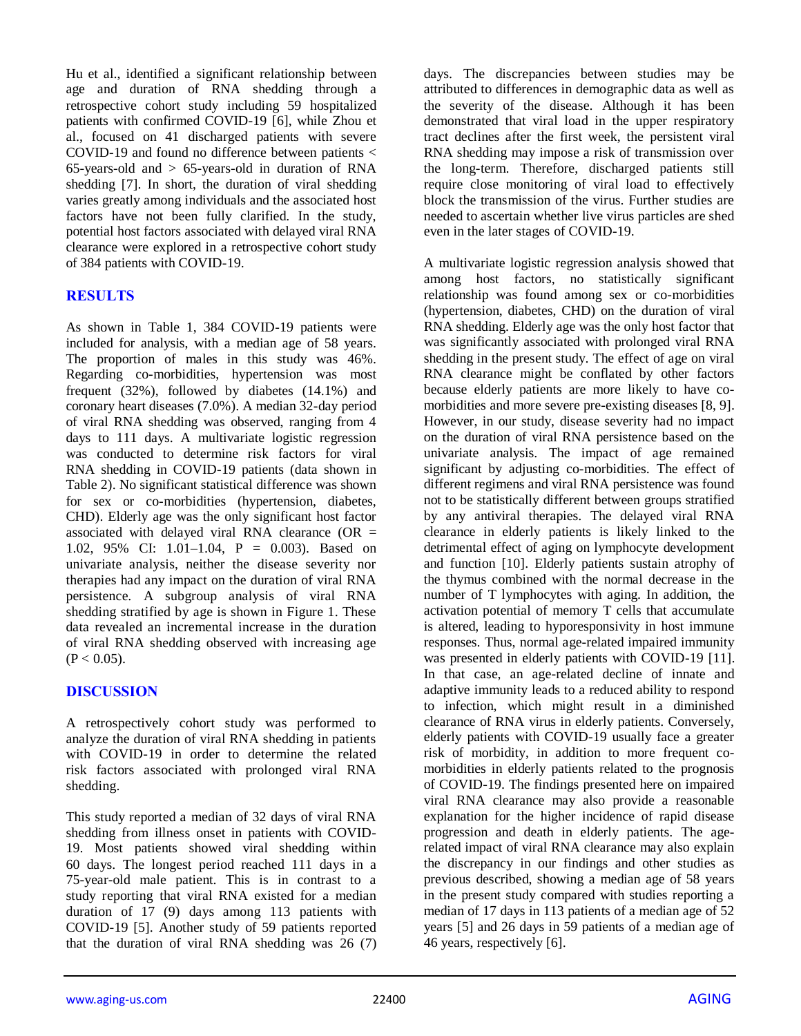Hu et al., identified a significant relationship between age and duration of RNA shedding through a retrospective cohort study including 59 hospitalized patients with confirmed COVID-19 [6], while Zhou et al., focused on 41 discharged patients with severe COVID-19 and found no difference between patients < 65-years-old and > 65-years-old in duration of RNA shedding [7]. In short, the duration of viral shedding varies greatly among individuals and the associated host factors have not been fully clarified. In the study, potential host factors associated with delayed viral RNA clearance were explored in a retrospective cohort study of 384 patients with COVID-19.

## RESULTS

As shown in Table 1, 384 COVID-19 patients were included for analysis, with a median age of 58 years. The proportion of males in this study was 46%. Regarding co-morbidities, hypertension was most frequent (32%), followed by diabetes (14.1%) and coronary heart diseases (7.0%). A median 32-day period of viral RNA shedding was observed, ranging from 4 days to 111 days. A multivariate logistic regression was conducted to determine risk factors for viral RNA shedding in COVID-19 patients (data shown in Table 2). No significant statistical difference was shown for sex or co-morbidities (hypertension, diabetes, CHD). Elderly age was the only significant host factor associated with delayed viral RNA clearance (OR = 1.02, 95% CI: 1.01–1.04, P = 0.003). Based on univariate analysis, neither the disease severity nor therapies had any impact on the duration of viral RNA persistence. A subgroup analysis of viral RNA shedding stratified by age is shown in Figure 1. These data revealed an incremental increase in the duration of viral RNA shedding observed with increasing age ($P < 0.05$).

## DISCUSSION

A retrospectively cohort study was performed to analyze the duration of viral RNA shedding in patients with COVID-19 in order to determine the related risk factors associated with prolonged viral RNA shedding.

This study reported a median of 32 days of viral RNA shedding from illness onset in patients with COVID-19. Most patients showed viral shedding within 60 days. The longest period reached 111 days in a 75-year-old male patient. This is in contrast to a study reporting that viral RNA existed for a median duration of 17 (9) days among 113 patients with COVID-19 [5]. Another study of 59 patients reported that the duration of viral RNA shedding was 26 (7) days. The discrepancies between studies may be attributed to differences in demographic data as well as the severity of the disease. Although it has been demonstrated that viral load in the upper respiratory tract declines after the first week, the persistent viral RNA shedding may impose a risk of transmission over the long-term. Therefore, discharged patients still require close monitoring of viral load to effectively block the transmission of the virus. Further studies are needed to ascertain whether live virus particles are shed even in the later stages of COVID-19.

A multivariate logistic regression analysis showed that among host factors, no statistically significant relationship was found among sex or co-morbidities (hypertension, diabetes, CHD) on the duration of viral RNA shedding. Elderly age was the only host factor that was significantly associated with prolonged viral RNA shedding in the present study. The effect of age on viral RNA clearance might be conflated by other factors because elderly patients are more likely to have co-morbidities and more severe pre-existing diseases [8, 9]. However, in our study, disease severity had no impact on the duration of viral RNA persistence based on the univariate analysis. The impact of age remained significant by adjusting co-morbidities. The effect of different regimens and viral RNA persistence was found not to be statistically different between groups stratified by any antiviral therapies. The delayed viral RNA clearance in elderly patients is likely linked to the detrimental effect of aging on lymphocyte development and function [10]. Elderly patients sustain atrophy of the thymus combined with the normal decrease in the number of T lymphocytes with aging. In addition, the activation potential of memory T cells that accumulate is altered, leading to hyporesponsivity in host immune responses. Thus, normal age-related impaired immunity was presented in elderly patients with COVID-19 [11]. In that case, an age-related decline of innate and adaptive immunity leads to a reduced ability to respond to infection, which might result in a diminished clearance of RNA virus in elderly patients. Conversely, elderly patients with COVID-19 usually face a greater risk of morbidity, in addition to more frequent co-morbidities in elderly patients related to the prognosis of COVID-19. The findings presented here on impaired viral RNA clearance may also provide a reasonable explanation for the higher incidence of rapid disease progression and death in elderly patients. The age-related impact of viral RNA clearance may also explain the discrepancy in our findings and other studies as previous described, showing a median age of 58 years in the present study compared with studies reporting a median of 17 days in 113 patients of a median age of 52 years [5] and 26 days in 59 patients of a median age of 46 years, respectively [6].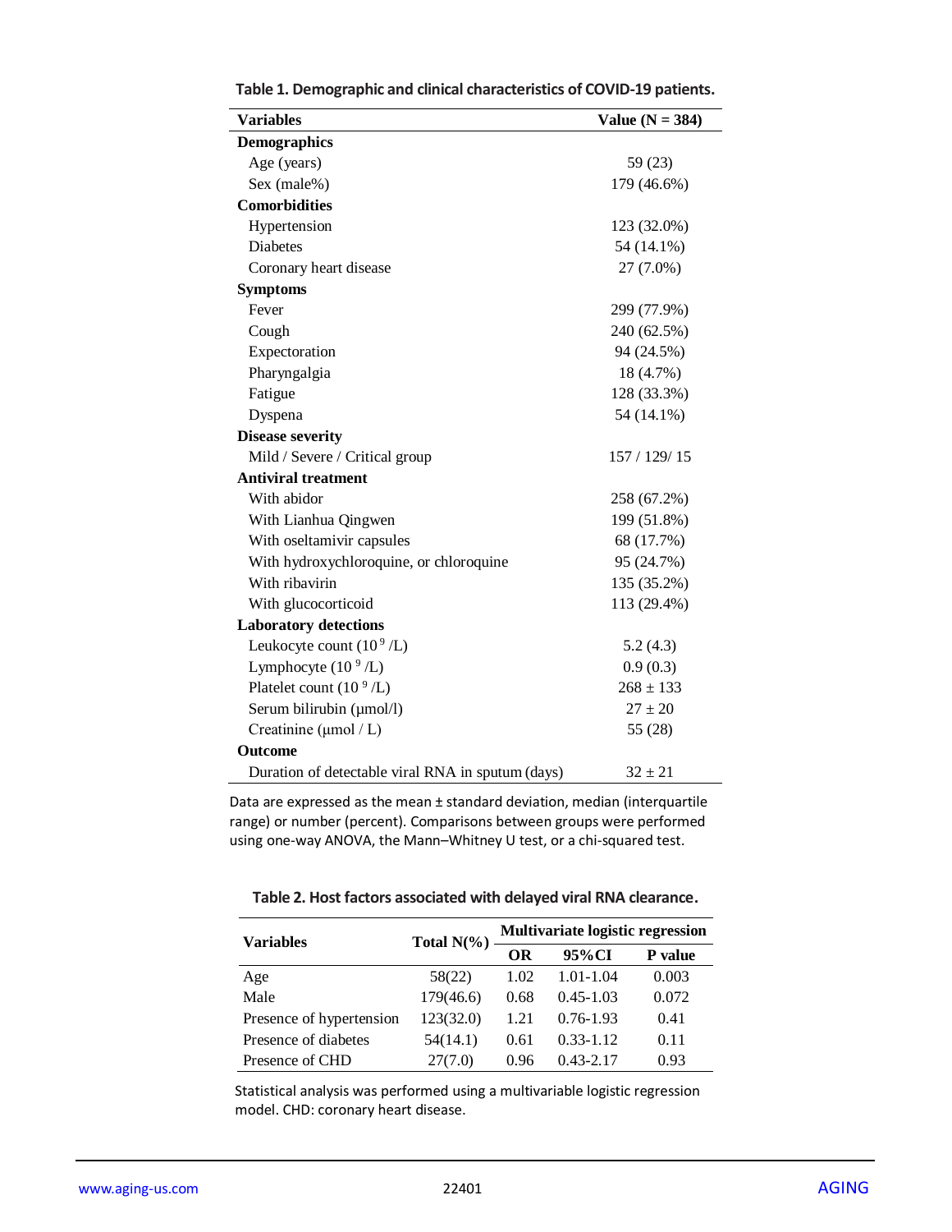**Table 1. Demographic and clinical characteristics of COVID-19 patients.**

| Variables | Value (N = 384) |
|---|---|
| **Demographics** | |
| Age (years) | 59 (23) |
| Sex (male%) | 179 (46.6%) |
| **Comorbidities** | |
| Hypertension | 123 (32.0%) |
| Diabetes | 54 (14.1%) |
| Coronary heart disease | 27 (7.0%) |
| **Symptoms** | |
| Fever | 299 (77.9%) |
| Cough | 240 (62.5%) |
| Expectoration | 94 (24.5%) |
| Pharyngalgia | 18 (4.7%) |
| Fatigue | 128 (33.3%) |
| Dyspena | 54 (14.1%) |
| **Disease severity** | |
| Mild / Severe / Critical group | 157 / 129/ 15 |
| **Antiviral treatment** | |
| With abidor | 258 (67.2%) |
| With Lianhua Qingwen | 199 (51.8%) |
| With oseltamivir capsules | 68 (17.7%) |
| With hydroxychloroquine, or chloroquine | 95 (24.7%) |
| With ribavirin | 135 (35.2%) |
| With glucocorticoid | 113 (29.4%) |
| **Laboratory detections** | |
| Leukocyte count ($10^9$ /L) | 5.2 (4.3) |
| Lymphocyte ($10^9$ /L) | 0.9 (0.3) |
| Platelet count ($10^9$ /L) | 268 ± 133 |
| Serum bilirubin (μmol/l) | 27 ± 20 |
| Creatinine (μmol / L) | 55 (28) |
| **Outcome** | |
| Duration of detectable viral RNA in sputum (days) | 32 ± 21 |

Data are expressed as the mean ± standard deviation, median (interquartile range) or number (percent). Comparisons between groups were performed using one-way ANOVA, the Mann–Whitney U test, or a chi-squared test.

**Table 2. Host factors associated with delayed viral RNA clearance.**

| Variables | Total N(%) | Multivariate logistic regression | | |
|---|---|---|---|---|
| | | OR | 95%CI | P value |
| Age | 58(22) | 1.02 | 1.01-1.04 | 0.003 |
| Male | 179(46.6) | 0.68 | 0.45-1.03 | 0.072 |
| Presence of hypertension | 123(32.0) | 1.21 | 0.76-1.93 | 0.41 |
| Presence of diabetes | 54(14.1) | 0.61 | 0.33-1.12 | 0.11 |
| Presence of CHD | 27(7.0) | 0.96 | 0.43-2.17 | 0.93 |

Statistical analysis was performed using a multivariable logistic regression model. CHD: coronary heart disease.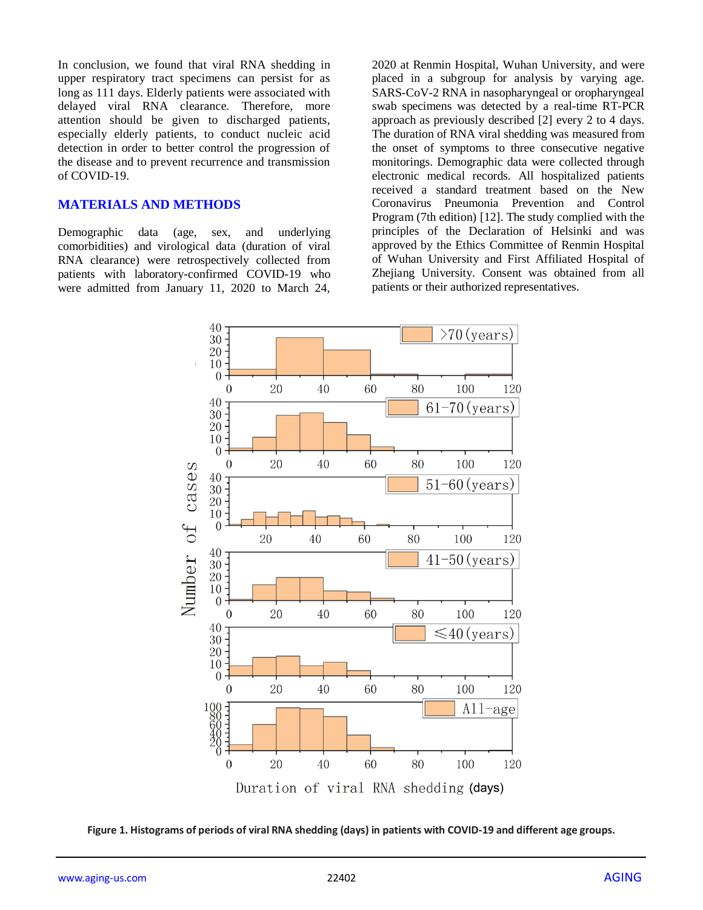In conclusion, we found that viral RNA shedding in upper respiratory tract specimens can persist for as long as 111 days. Elderly patients were associated with delayed viral RNA clearance. Therefore, more attention should be given to discharged patients, especially elderly patients, to conduct nucleic acid detection in order to better control the progression of the disease and to prevent recurrence and transmission of COVID-19.

## MATERIALS AND METHODS

Demographic data (age, sex, and underlying comorbidities) and virological data (duration of viral RNA clearance) were retrospectively collected from patients with laboratory-confirmed COVID-19 who were admitted from January 11, 2020 to March 24, 2020 at Renmin Hospital, Wuhan University, and were placed in a subgroup for analysis by varying age. SARS-CoV-2 RNA in nasopharyngeal or oropharyngeal swab specimens was detected by a real-time RT-PCR approach as previously described [2] every 2 to 4 days. The duration of RNA viral shedding was measured from the onset of symptoms to three consecutive negative monitorings. Demographic data were collected through electronic medical records. All hospitalized patients received a standard treatment based on the New Coronavirus Pneumonia Prevention and Control Program (7th edition) [12]. The study complied with the principles of the Declaration of Helsinki and was approved by the Ethics Committee of Renmin Hospital of Wuhan University and First Affiliated Hospital of Zhejiang University. Consent was obtained from all patients or their authorized representatives.

**Figure 1. Histograms of periods of viral RNA shedding (days) in patients with COVID-19 and different age groups.**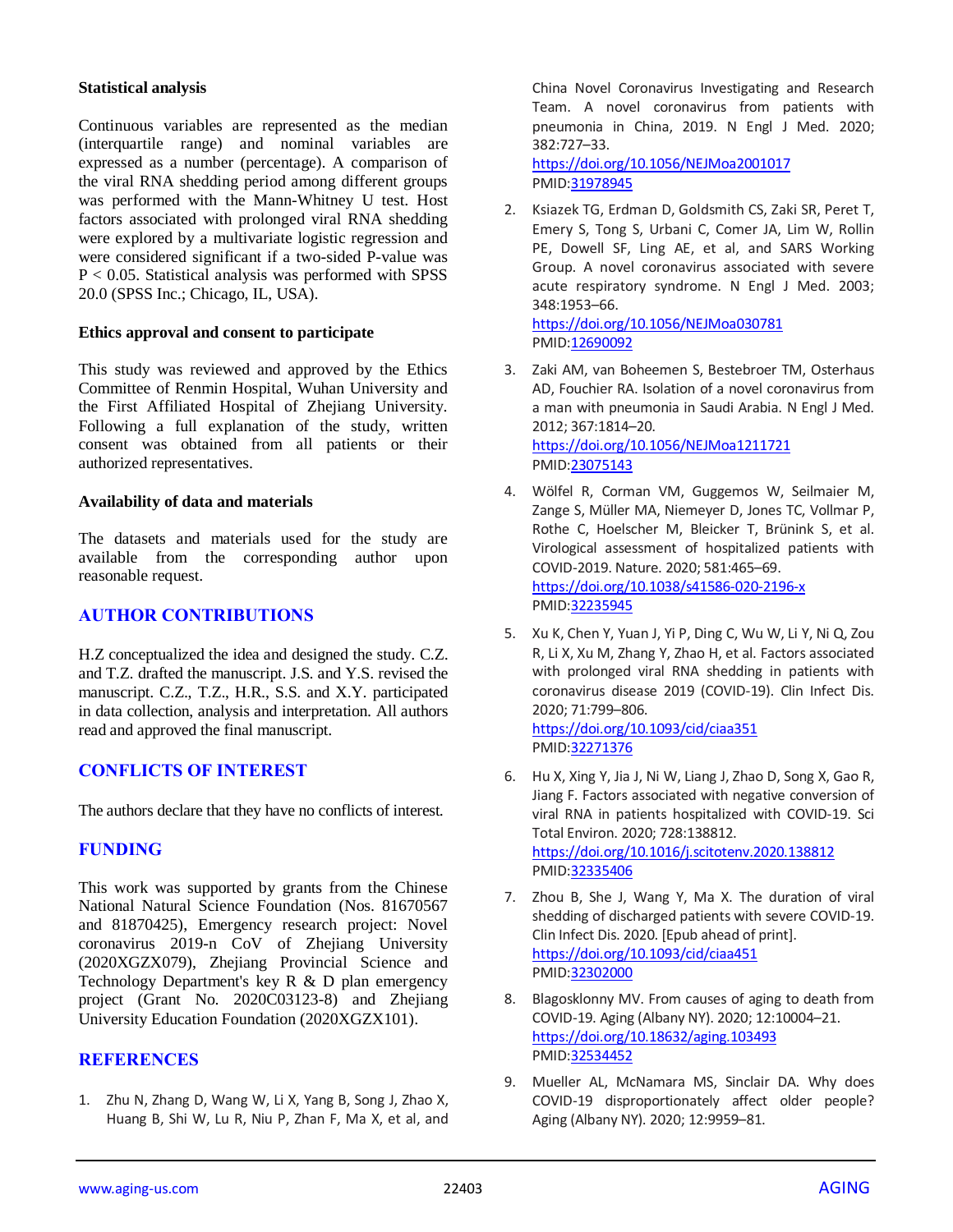### Statistical analysis

Continuous variables are represented as the median (interquartile range) and nominal variables are expressed as a number (percentage). A comparison of the viral RNA shedding period among different groups was performed with the Mann-Whitney U test. Host factors associated with prolonged viral RNA shedding were explored by a multivariate logistic regression and were considered significant if a two-sided P-value was $P < 0.05$. Statistical analysis was performed with SPSS 20.0 (SPSS Inc.; Chicago, IL, USA).

### Ethics approval and consent to participate

This study was reviewed and approved by the Ethics Committee of Renmin Hospital, Wuhan University and the First Affiliated Hospital of Zhejiang University. Following a full explanation of the study, written consent was obtained from all patients or their authorized representatives.

### Availability of data and materials

The datasets and materials used for the study are available from the corresponding author upon reasonable request.

## AUTHOR CONTRIBUTIONS

H.Z conceptualized the idea and designed the study. C.Z. and T.Z. drafted the manuscript. J.S. and Y.S. revised the manuscript. C.Z., T.Z., H.R., S.S. and X.Y. participated in data collection, analysis and interpretation. All authors read and approved the final manuscript.

## CONFLICTS OF INTEREST

The authors declare that they have no conflicts of interest.

## FUNDING

This work was supported by grants from the Chinese National Natural Science Foundation (Nos. 81670567 and 81870425), Emergency research project: Novel coronavirus 2019-n CoV of Zhejiang University (2020XGZX079), Zhejiang Provincial Science and Technology Department's key R & D plan emergency project (Grant No. 2020C03123-8) and Zhejiang University Education Foundation (2020XGZX101).

## REFERENCES

1. Zhu N, Zhang D, Wang W, Li X, Yang B, Song J, Zhao X, Huang B, Shi W, Lu R, Niu P, Zhan F, Ma X, et al, and China Novel Coronavirus Investigating and Research Team. A novel coronavirus from patients with pneumonia in China, 2019. N Engl J Med. 2020; 382:727–33. https://doi.org/10.1056/NEJMoa2001017 PMID:31978945

2. Ksiazek TG, Erdman D, Goldsmith CS, Zaki SR, Peret T, Emery S, Tong S, Urbani C, Comer JA, Lim W, Rollin PE, Dowell SF, Ling AE, et al, and SARS Working Group. A novel coronavirus associated with severe acute respiratory syndrome. N Engl J Med. 2003; 348:1953–66. https://doi.org/10.1056/NEJMoa030781 PMID:12690092

3. Zaki AM, van Boheemen S, Bestebroer TM, Osterhaus AD, Fouchier RA. Isolation of a novel coronavirus from a man with pneumonia in Saudi Arabia. N Engl J Med. 2012; 367:1814–20. https://doi.org/10.1056/NEJMoa1211721 PMID:23075143

4. Wölfel R, Corman VM, Guggemos W, Seilmaier M, Zange S, Müller MA, Niemeyer D, Jones TC, Vollmar P, Rothe C, Hoelscher M, Bleicker T, Brünink S, et al. Virological assessment of hospitalized patients with COVID-2019. Nature. 2020; 581:465–69. https://doi.org/10.1038/s41586-020-2196-x PMID:32235945

5. Xu K, Chen Y, Yuan J, Yi P, Ding C, Wu W, Li Y, Ni Q, Zou R, Li X, Xu M, Zhang Y, Zhao H, et al. Factors associated with prolonged viral RNA shedding in patients with coronavirus disease 2019 (COVID-19). Clin Infect Dis. 2020; 71:799–806. https://doi.org/10.1093/cid/ciaa351 PMID:32271376

6. Hu X, Xing Y, Jia J, Ni W, Liang J, Zhao D, Song X, Gao R, Jiang F. Factors associated with negative conversion of viral RNA in patients hospitalized with COVID-19. Sci Total Environ. 2020; 728:138812. https://doi.org/10.1016/j.scitotenv.2020.138812 PMID:32335406

7. Zhou B, She J, Wang Y, Ma X. The duration of viral shedding of discharged patients with severe COVID-19. Clin Infect Dis. 2020. [Epub ahead of print]. https://doi.org/10.1093/cid/ciaa451 PMID:32302000

8. Blagosklonny MV. From causes of aging to death from COVID-19. Aging (Albany NY). 2020; 12:10004–21. https://doi.org/10.18632/aging.103493 PMID:32534452

9. Mueller AL, McNamara MS, Sinclair DA. Why does COVID-19 disproportionately affect older people? Aging (Albany NY). 2020; 12:9959–81.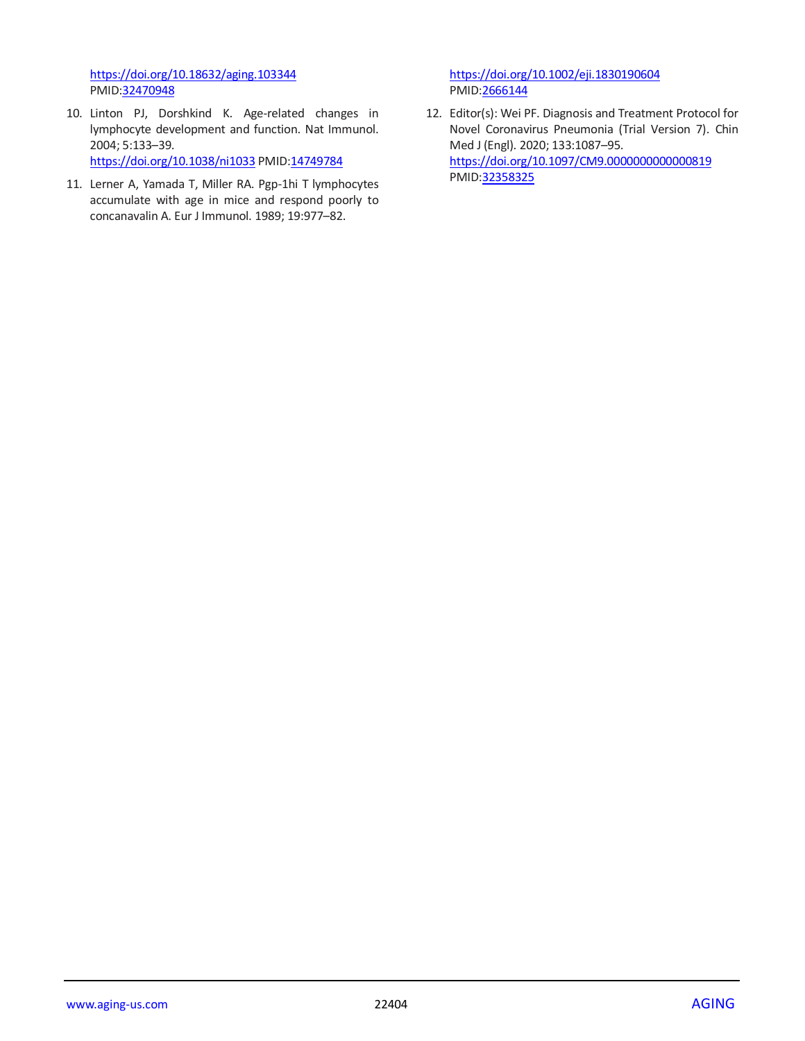https://doi.org/10.18632/aging.103344 PMID:32470948

10. Linton PJ, Dorshkind K. Age-related changes in lymphocyte development and function. Nat Immunol. 2004; 5:133–39. https://doi.org/10.1038/ni1033 PMID:14749784

11. Lerner A, Yamada T, Miller RA. Pgp-1hi T lymphocytes accumulate with age in mice and respond poorly to concanavalin A. Eur J Immunol. 1989; 19:977–82. https://doi.org/10.1002/eji.1830190604 PMID:2666144

12. Editor(s): Wei PF. Diagnosis and Treatment Protocol for Novel Coronavirus Pneumonia (Trial Version 7). Chin Med J (Engl). 2020; 133:1087–95. https://doi.org/10.1097/CM9.0000000000000819 PMID:32358325